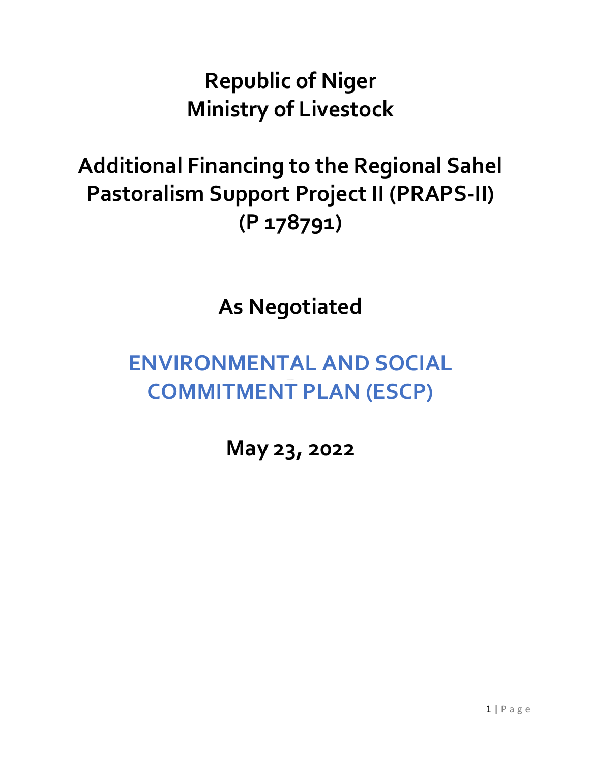# Republic of Niger
# Ministry of Livestock

# Additional Financing to the Regional Sahel Pastoralism Support Project II (PRAPS-II) (P 178791)

## As Negotiated

# ENVIRONMENTAL AND SOCIAL COMMITMENT PLAN (ESCP)

## May 23, 2022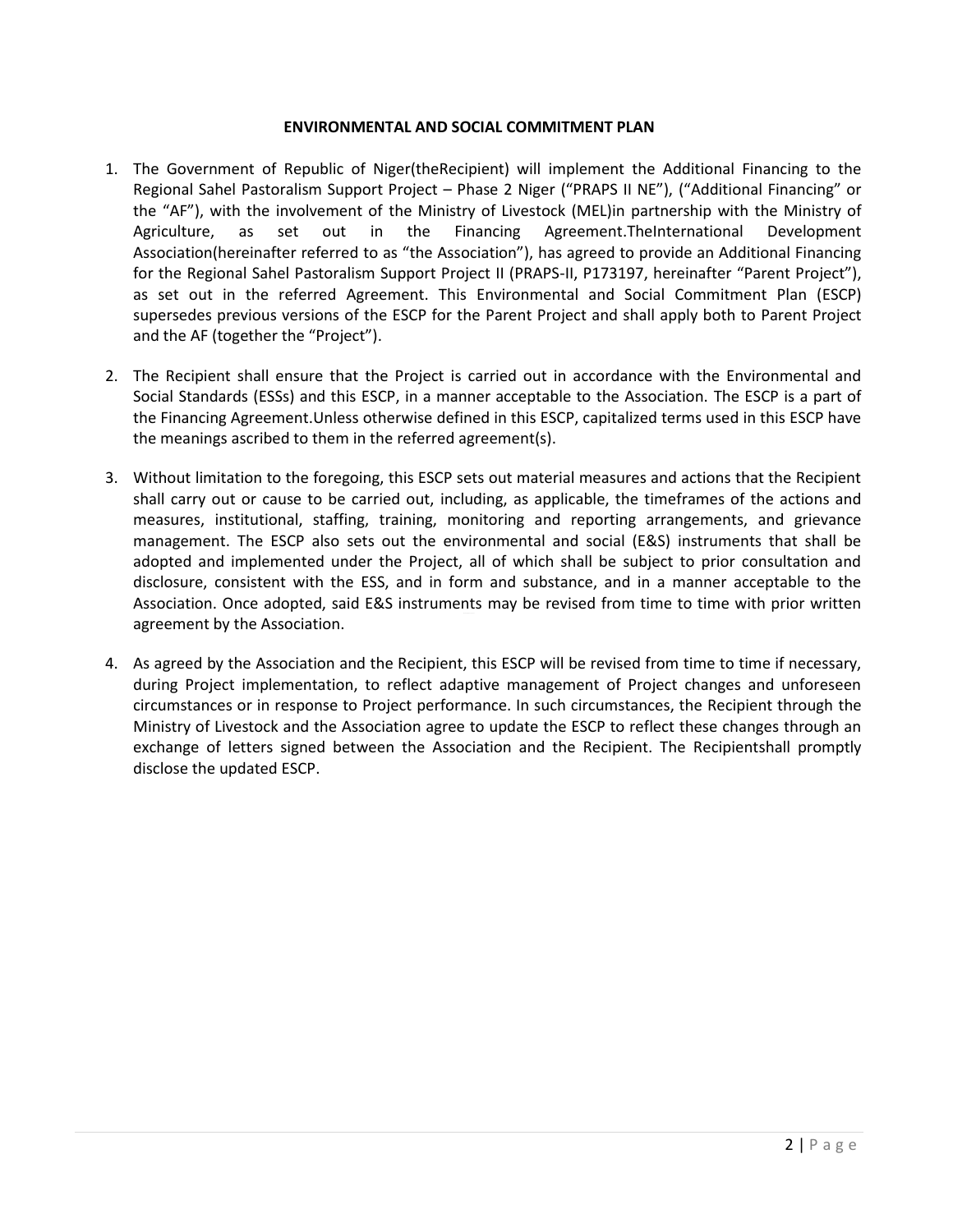**ENVIRONMENTAL AND SOCIAL COMMITMENT PLAN**

1. The Government of Republic of Niger(theRecipient) will implement the Additional Financing to the Regional Sahel Pastoralism Support Project – Phase 2 Niger ("PRAPS II NE"), ("Additional Financing" or the "AF"), with the involvement of the Ministry of Livestock (MEL)in partnership with the Ministry of Agriculture, as set out in the Financing Agreement.TheInternational Development Association(hereinafter referred to as "the Association"), has agreed to provide an Additional Financing for the Regional Sahel Pastoralism Support Project II (PRAPS-II, P173197, hereinafter "Parent Project"), as set out in the referred Agreement. This Environmental and Social Commitment Plan (ESCP) supersedes previous versions of the ESCP for the Parent Project and shall apply both to Parent Project and the AF (together the "Project").

2. The Recipient shall ensure that the Project is carried out in accordance with the Environmental and Social Standards (ESSs) and this ESCP, in a manner acceptable to the Association. The ESCP is a part of the Financing Agreement.Unless otherwise defined in this ESCP, capitalized terms used in this ESCP have the meanings ascribed to them in the referred agreement(s).

3. Without limitation to the foregoing, this ESCP sets out material measures and actions that the Recipient shall carry out or cause to be carried out, including, as applicable, the timeframes of the actions and measures, institutional, staffing, training, monitoring and reporting arrangements, and grievance management. The ESCP also sets out the environmental and social (E&S) instruments that shall be adopted and implemented under the Project, all of which shall be subject to prior consultation and disclosure, consistent with the ESS, and in form and substance, and in a manner acceptable to the Association. Once adopted, said E&S instruments may be revised from time to time with prior written agreement by the Association.

4. As agreed by the Association and the Recipient, this ESCP will be revised from time to time if necessary, during Project implementation, to reflect adaptive management of Project changes and unforeseen circumstances or in response to Project performance. In such circumstances, the Recipient through the Ministry of Livestock and the Association agree to update the ESCP to reflect these changes through an exchange of letters signed between the Association and the Recipient. The Recipientshall promptly disclose the updated ESCP.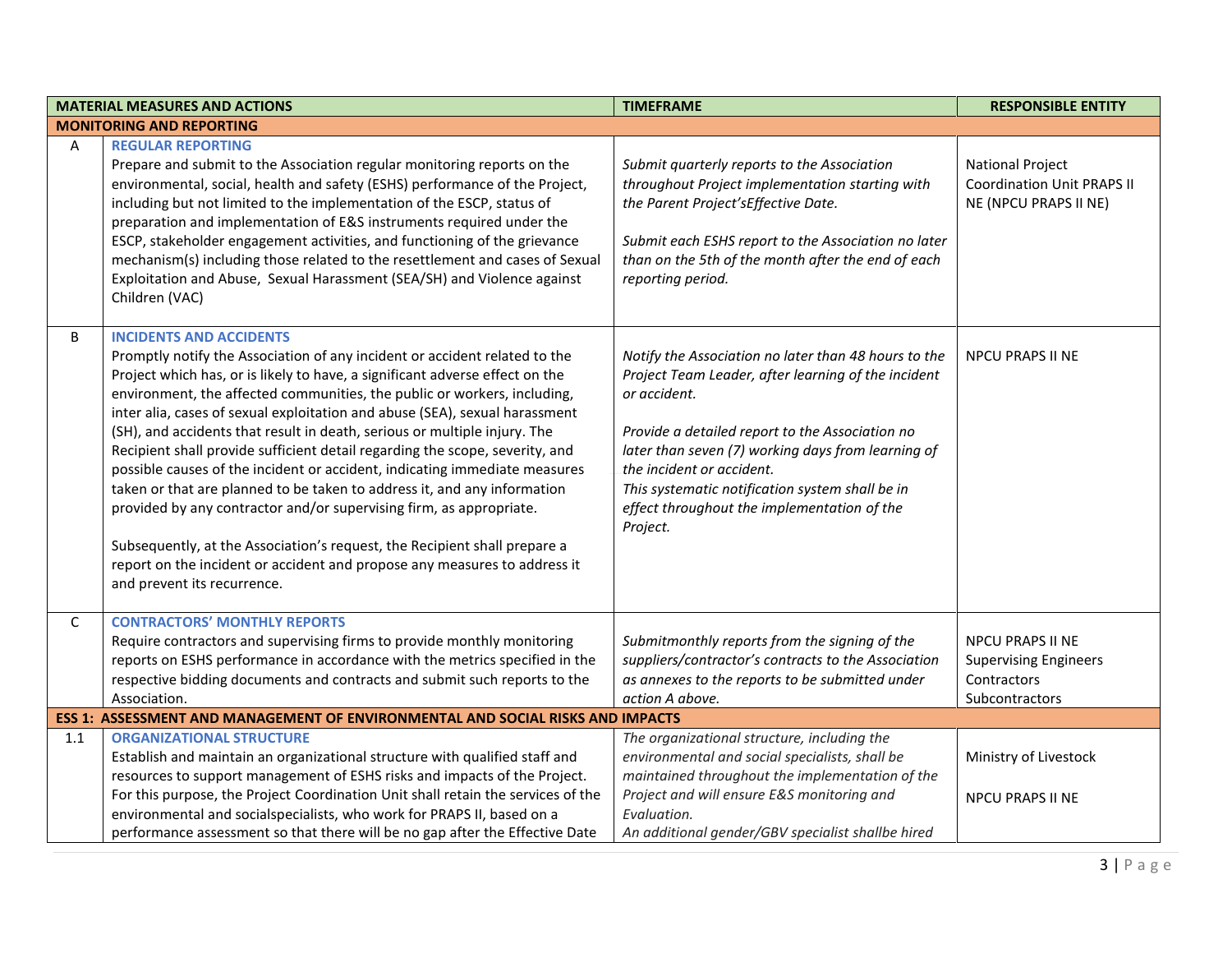| | MATERIAL MEASURES AND ACTIONS | TIMEFRAME | RESPONSIBLE ENTITY |
|---|---|---|---|
| **MONITORING AND REPORTING** | | | |
| A | **REGULAR REPORTING**<br>Prepare and submit to the Association regular monitoring reports on the environmental, social, health and safety (ESHS) performance of the Project, including but not limited to the implementation of the ESCP, status of preparation and implementation of E&S instruments required under the ESCP, stakeholder engagement activities, and functioning of the grievance mechanism(s) including those related to the resettlement and cases of Sexual Exploitation and Abuse, Sexual Harassment (SEA/SH) and Violence against Children (VAC) | *Submit quarterly reports to the Association throughout Project implementation starting with the Parent Project'sEffective Date.*<br><br>*Submit each ESHS report to the Association no later than on the 5th of the month after the end of each reporting period.* | National Project Coordination Unit PRAPS II NE (NPCU PRAPS II NE) |
| B | **INCIDENTS AND ACCIDENTS**<br>Promptly notify the Association of any incident or accident related to the Project which has, or is likely to have, a significant adverse effect on the environment, the affected communities, the public or workers, including, inter alia, cases of sexual exploitation and abuse (SEA), sexual harassment (SH), and accidents that result in death, serious or multiple injury. The Recipient shall provide sufficient detail regarding the scope, severity, and possible causes of the incident or accident, indicating immediate measures taken or that are planned to be taken to address it, and any information provided by any contractor and/or supervising firm, as appropriate.<br><br>Subsequently, at the Association's request, the Recipient shall prepare a report on the incident or accident and propose any measures to address it and prevent its recurrence. | *Notify the Association no later than 48 hours to the Project Team Leader, after learning of the incident or accident.*<br><br>*Provide a detailed report to the Association no later than seven (7) working days from learning of the incident or accident.*<br>*This systematic notification system shall be in effect throughout the implementation of the Project.* | NPCU PRAPS II NE |
| C | **CONTRACTORS' MONTHLY REPORTS**<br>Require contractors and supervising firms to provide monthly monitoring reports on ESHS performance in accordance with the metrics specified in the respective bidding documents and contracts and submit such reports to the Association. | *Submitmonthly reports from the signing of the suppliers/contractor's contracts to the Association as annexes to the reports to be submitted under action A above.* | NPCU PRAPS II NE<br>Supervising Engineers<br>Contractors<br>Subcontractors |
| **ESS 1: ASSESSMENT AND MANAGEMENT OF ENVIRONMENTAL AND SOCIAL RISKS AND IMPACTS** | | | |
| 1.1 | **ORGANIZATIONAL STRUCTURE**<br>Establish and maintain an organizational structure with qualified staff and resources to support management of ESHS risks and impacts of the Project. For this purpose, the Project Coordination Unit shall retain the services of the environmental and socialspecialists, who work for PRAPS II, based on a performance assessment so that there will be no gap after the Effective Date | *The organizational structure, including the environmental and social specialists, shall be maintained throughout the implementation of the Project and will ensure E&S monitoring and Evaluation.*<br>*An additional gender/GBV specialist shallbe hired* | Ministry of Livestock<br><br>NPCU PRAPS II NE |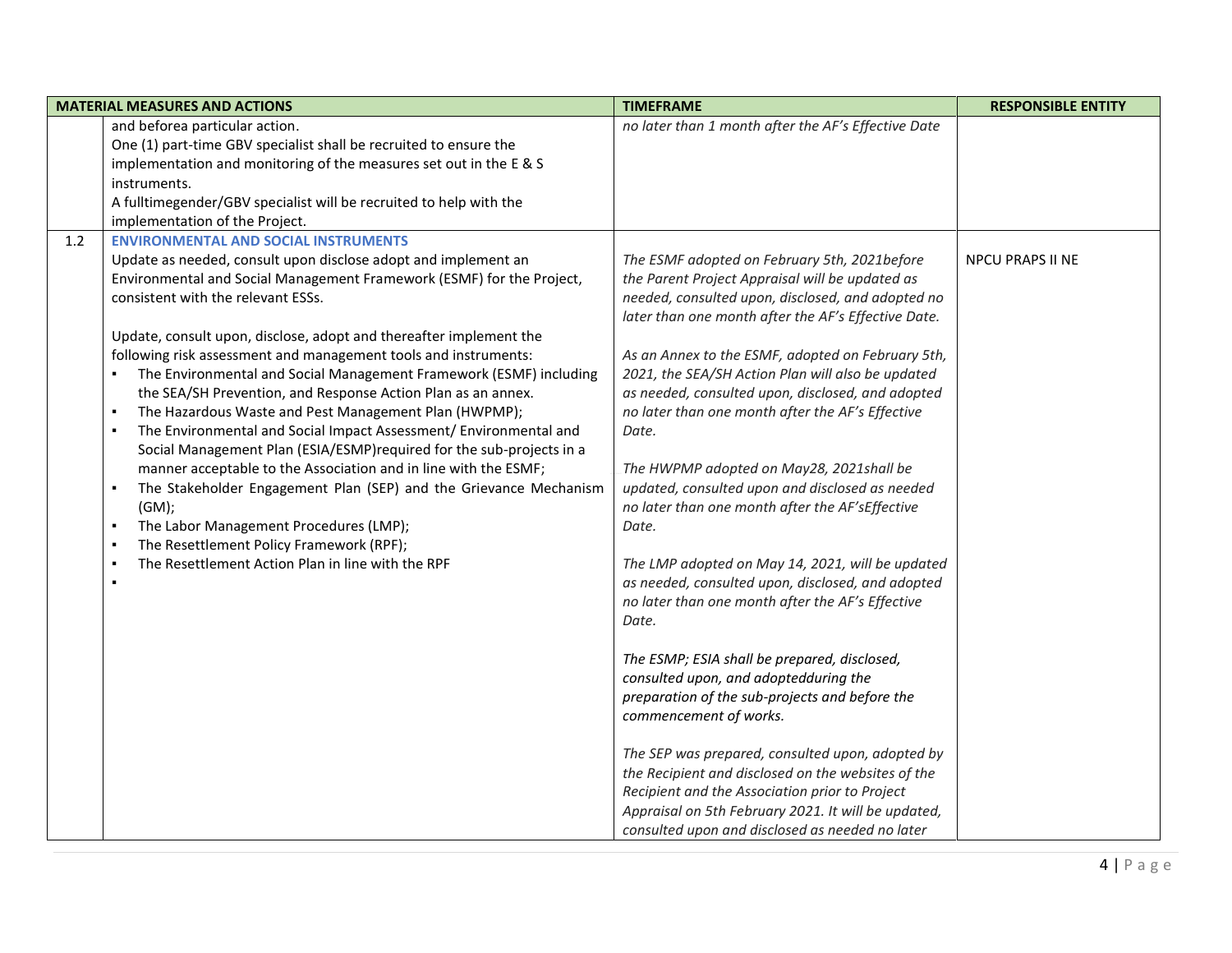| MATERIAL MEASURES AND ACTIONS | | TIMEFRAME | RESPONSIBLE ENTITY |
|---|---|---|---|
| | and beforea particular action.<br>One (1) part-time GBV specialist shall be recruited to ensure the implementation and monitoring of the measures set out in the E & S instruments.<br>A fulltimegender/GBV specialist will be recruited to help with the implementation of the Project. | *no later than 1 month after the AF's Effective Date* | |
| 1.2 | **ENVIRONMENTAL AND SOCIAL INSTRUMENTS**<br>Update as needed, consult upon disclose adopt and implement an Environmental and Social Management Framework (ESMF) for the Project, consistent with the relevant ESSs.<br><br>Update, consult upon, disclose, adopt and thereafter implement the following risk assessment and management tools and instruments:<br>▪ The Environmental and Social Management Framework (ESMF) including the SEA/SH Prevention, and Response Action Plan as an annex.<br>▪ The Hazardous Waste and Pest Management Plan (HWPMP);<br>▪ The Environmental and Social Impact Assessment/ Environmental and Social Management Plan (ESIA/ESMP)required for the sub-projects in a manner acceptable to the Association and in line with the ESMF;<br>▪ The Stakeholder Engagement Plan (SEP) and the Grievance Mechanism (GM);<br>▪ The Labor Management Procedures (LMP);<br>▪ The Resettlement Policy Framework (RPF);<br>▪ The Resettlement Action Plan in line with the RPF<br>▪ | *The ESMF adopted on February 5th, 2021before the Parent Project Appraisal will be updated as needed, consulted upon, disclosed, and adopted no later than one month after the AF's Effective Date.*<br><br>*As an Annex to the ESMF, adopted on February 5th, 2021, the SEA/SH Action Plan will also be updated as needed, consulted upon, disclosed, and adopted no later than one month after the AF's Effective Date.*<br><br>*The HWPMP adopted on May28, 2021shall be updated, consulted upon and disclosed as needed no later than one month after the AF'sEffective Date.*<br><br>*The LMP adopted on May 14, 2021, will be updated as needed, consulted upon, disclosed, and adopted no later than one month after the AF's Effective Date.*<br><br>*The ESMP; ESIA shall be prepared, disclosed, consulted upon, and adoptedduring the preparation of the sub-projects and before the commencement of works.*<br><br>*The SEP was prepared, consulted upon, adopted by the Recipient and disclosed on the websites of the Recipient and the Association prior to Project Appraisal on 5th February 2021. It will be updated, consulted upon and disclosed as needed no later* | NPCU PRAPS II NE |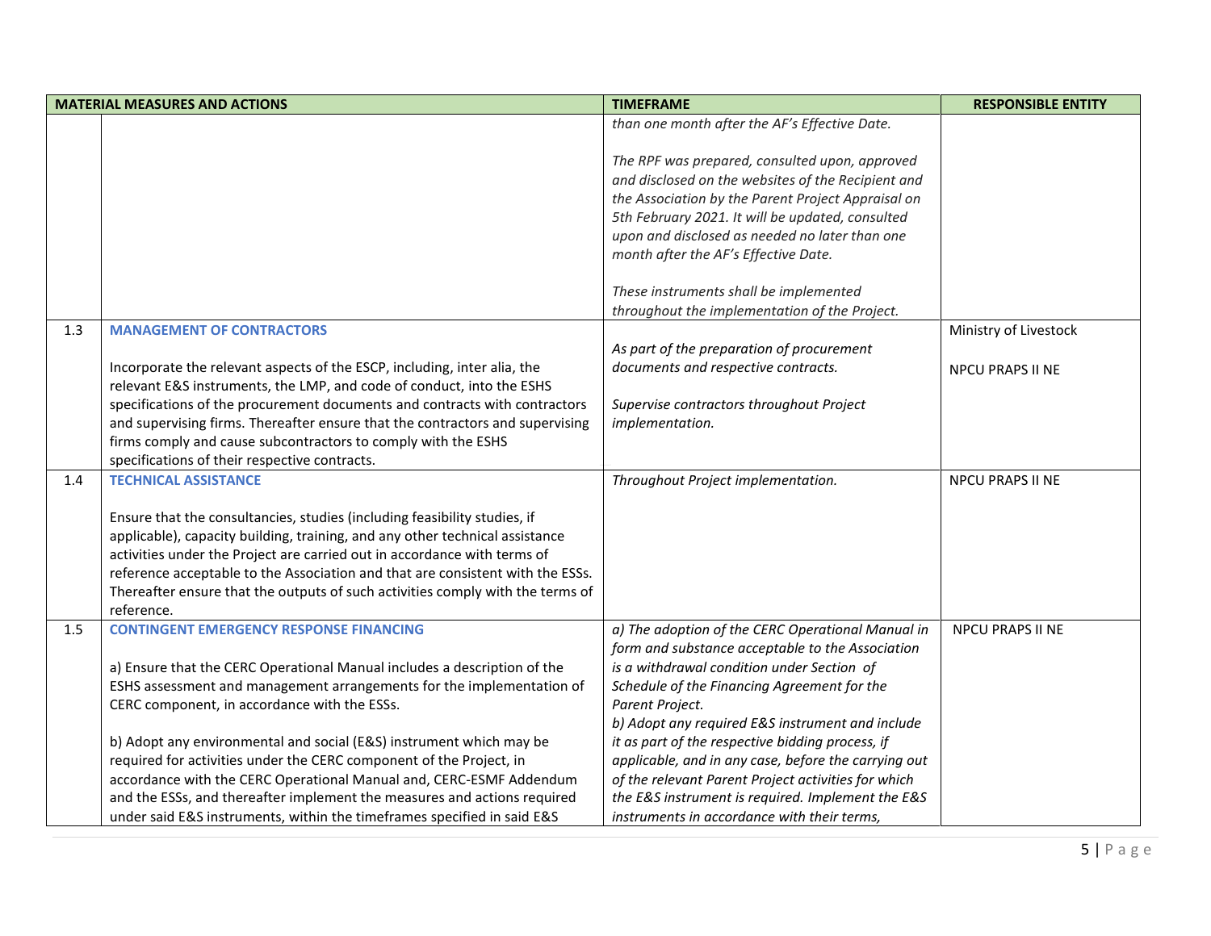| MATERIAL MEASURES AND ACTIONS | | TIMEFRAME | RESPONSIBLE ENTITY |
|---|---|---|---|
| | | *than one month after the AF's Effective Date.*<br><br>*The RPF was prepared, consulted upon, approved and disclosed on the websites of the Recipient and the Association by the Parent Project Appraisal on 5th February 2021. It will be updated, consulted upon and disclosed as needed no later than one month after the AF's Effective Date.*<br><br>*These instruments shall be implemented throughout the implementation of the Project.* | |
| 1.3 | **MANAGEMENT OF CONTRACTORS**<br><br>Incorporate the relevant aspects of the ESCP, including, inter alia, the relevant E&S instruments, the LMP, and code of conduct, into the ESHS specifications of the procurement documents and contracts with contractors and supervising firms. Thereafter ensure that the contractors and supervising firms comply and cause subcontractors to comply with the ESHS specifications of their respective contracts. | *As part of the preparation of procurement documents and respective contracts.*<br><br>*Supervise contractors throughout Project implementation.* | Ministry of Livestock<br><br>NPCU PRAPS II NE |
| 1.4 | **TECHNICAL ASSISTANCE**<br><br>Ensure that the consultancies, studies (including feasibility studies, if applicable), capacity building, training, and any other technical assistance activities under the Project are carried out in accordance with terms of reference acceptable to the Association and that are consistent with the ESSs. Thereafter ensure that the outputs of such activities comply with the terms of reference. | *Throughout Project implementation.* | NPCU PRAPS II NE |
| 1.5 | **CONTINGENT EMERGENCY RESPONSE FINANCING**<br><br>a) Ensure that the CERC Operational Manual includes a description of the ESHS assessment and management arrangements for the implementation of CERC component, in accordance with the ESSs.<br><br>b) Adopt any environmental and social (E&S) instrument which may be required for activities under the CERC component of the Project, in accordance with the CERC Operational Manual and, CERC-ESMF Addendum and the ESSs, and thereafter implement the measures and actions required under said E&S instruments, within the timeframes specified in said E&S | *a) The adoption of the CERC Operational Manual in form and substance acceptable to the Association is a withdrawal condition under Section of Schedule of the Financing Agreement for the Parent Project.*<br>*b) Adopt any required E&S instrument and include it as part of the respective bidding process, if applicable, and in any case, before the carrying out of the relevant Parent Project activities for which the E&S instrument is required. Implement the E&S instruments in accordance with their terms,* | NPCU PRAPS II NE |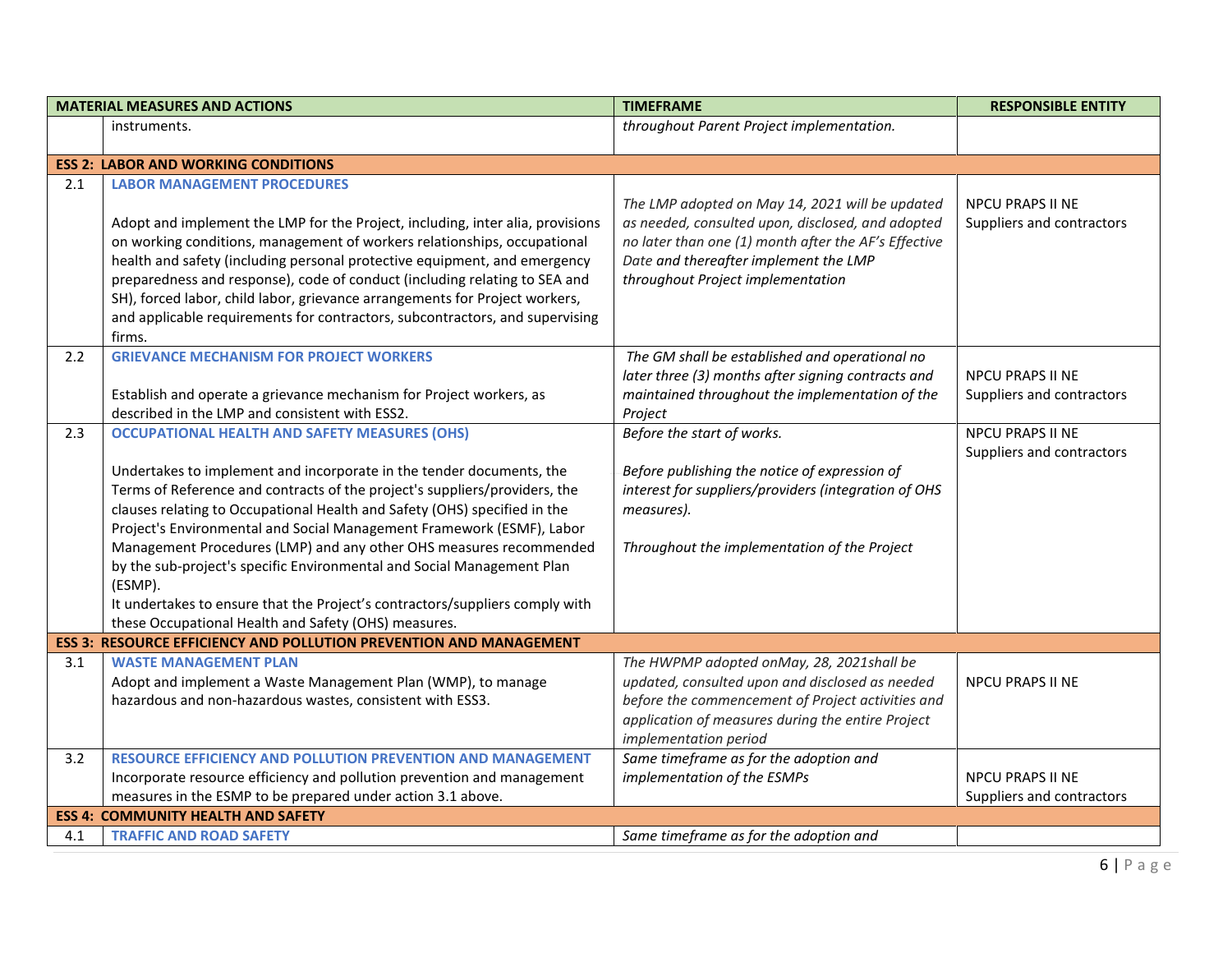| MATERIAL MEASURES AND ACTIONS | | TIMEFRAME | RESPONSIBLE ENTITY |
|---|---|---|---|
| | instruments. | *throughout Parent Project implementation.* | |
| **ESS 2: LABOR AND WORKING CONDITIONS** | | | |
| 2.1 | **LABOR MANAGEMENT PROCEDURES**<br><br>Adopt and implement the LMP for the Project, including, inter alia, provisions on working conditions, management of workers relationships, occupational health and safety (including personal protective equipment, and emergency preparedness and response), code of conduct (including relating to SEA and SH), forced labor, child labor, grievance arrangements for Project workers, and applicable requirements for contractors, subcontractors, and supervising firms. | *The LMP adopted on May 14, 2021 will be updated as needed, consulted upon, disclosed, and adopted no later than one (1) month after the AF's Effective Date and thereafter implement the LMP throughout Project implementation* | NPCU PRAPS II NE<br>Suppliers and contractors |
| 2.2 | **GRIEVANCE MECHANISM FOR PROJECT WORKERS**<br><br>Establish and operate a grievance mechanism for Project workers, as described in the LMP and consistent with ESS2. | *The GM shall be established and operational no later three (3) months after signing contracts and maintained throughout the implementation of the Project* | NPCU PRAPS II NE<br>Suppliers and contractors |
| 2.3 | **OCCUPATIONAL HEALTH AND SAFETY MEASURES (OHS)**<br><br>Undertakes to implement and incorporate in the tender documents, the Terms of Reference and contracts of the project's suppliers/providers, the clauses relating to Occupational Health and Safety (OHS) specified in the Project's Environmental and Social Management Framework (ESMF), Labor Management Procedures (LMP) and any other OHS measures recommended by the sub-project's specific Environmental and Social Management Plan (ESMP).<br>It undertakes to ensure that the Project's contractors/suppliers comply with these Occupational Health and Safety (OHS) measures. | *Before the start of works.*<br><br>*Before publishing the notice of expression of interest for suppliers/providers (integration of OHS measures).*<br><br>*Throughout the implementation of the Project* | NPCU PRAPS II NE<br>Suppliers and contractors |
| **ESS 3: RESOURCE EFFICIENCY AND POLLUTION PREVENTION AND MANAGEMENT** | | | |
| 3.1 | **WASTE MANAGEMENT PLAN**<br>Adopt and implement a Waste Management Plan (WMP), to manage hazardous and non-hazardous wastes, consistent with ESS3. | *The HWPMP adopted onMay, 28, 2021shall be updated, consulted upon and disclosed as needed before the commencement of Project activities and application of measures during the entire Project implementation period* | NPCU PRAPS II NE |
| 3.2 | **RESOURCE EFFICIENCY AND POLLUTION PREVENTION AND MANAGEMENT**<br>Incorporate resource efficiency and pollution prevention and management measures in the ESMP to be prepared under action 3.1 above. | *Same timeframe as for the adoption and implementation of the ESMPs* | NPCU PRAPS II NE<br>Suppliers and contractors |
| **ESS 4: COMMUNITY HEALTH AND SAFETY** | | | |
| 4.1 | **TRAFFIC AND ROAD SAFETY** | *Same timeframe as for the adoption and* | |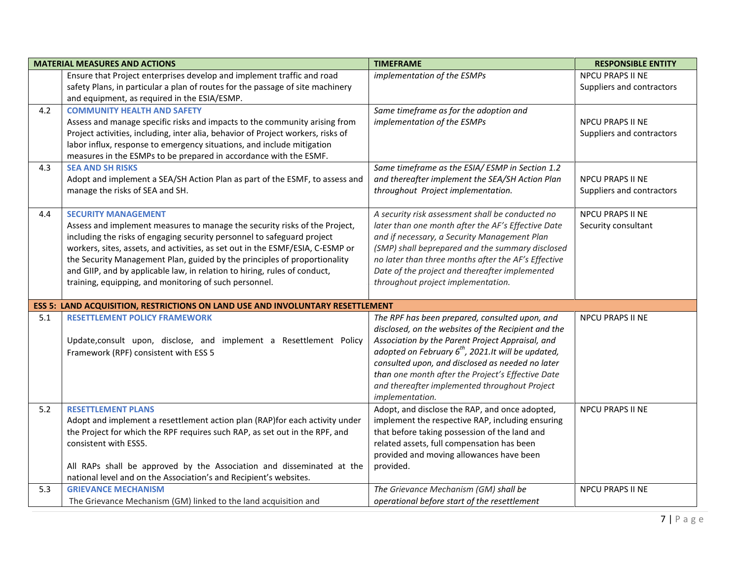| MATERIAL MEASURES AND ACTIONS | | TIMEFRAME | RESPONSIBLE ENTITY |
|---|---|---|---|
| | Ensure that Project enterprises develop and implement traffic and road safety Plans, in particular a plan of routes for the passage of site machinery and equipment, as required in the ESIA/ESMP. | *implementation of the ESMPs* | NPCU PRAPS II NE<br>Suppliers and contractors |
| 4.2 | **COMMUNITY HEALTH AND SAFETY**<br>Assess and manage specific risks and impacts to the community arising from Project activities, including, inter alia, behavior of Project workers, risks of labor influx, response to emergency situations, and include mitigation measures in the ESMPs to be prepared in accordance with the ESMF. | *Same timeframe as for the adoption and implementation of the ESMPs* | NPCU PRAPS II NE<br>Suppliers and contractors |
| 4.3 | **SEA AND SH RISKS**<br>Adopt and implement a SEA/SH Action Plan as part of the ESMF, to assess and manage the risks of SEA and SH. | *Same timeframe as the ESIA/ ESMP in Section 1.2 and thereafter implement the SEA/SH Action Plan throughout Project implementation.* | NPCU PRAPS II NE<br>Suppliers and contractors |
| 4.4 | **SECURITY MANAGEMENT**<br>Assess and implement measures to manage the security risks of the Project, including the risks of engaging security personnel to safeguard project workers, sites, assets, and activities, as set out in the ESMF/ESIA, C-ESMP or the Security Management Plan, guided by the principles of proportionality and GIIP, and by applicable law, in relation to hiring, rules of conduct, training, equipping, and monitoring of such personnel. | *A security risk assessment shall be conducted no later than one month after the AF's Effective Date and if necessary, a Security Management Plan (SMP) shall beprepared and the summary disclosed no later than three months after the AF's Effective Date of the project and thereafter implemented throughout project implementation.* | NPCU PRAPS II NE<br>Security consultant |
| **ESS 5: LAND ACQUISITION, RESTRICTIONS ON LAND USE AND INVOLUNTARY RESETTLEMENT** | | | |
| 5.1 | **RESETTLEMENT POLICY FRAMEWORK**<br><br>Update,consult upon, disclose, and implement a Resettlement Policy Framework (RPF) consistent with ESS 5 | *The RPF has been prepared, consulted upon, and disclosed, on the websites of the Recipient and the Association by the Parent Project Appraisal, and adopted on February 6th, 2021.It will be updated, consulted upon, and disclosed as needed no later than one month after the Project's Effective Date and thereafter implemented throughout Project implementation.* | NPCU PRAPS II NE |
| 5.2 | **RESETTLEMENT PLANS**<br>Adopt and implement a resettlement action plan (RAP)for each activity under the Project for which the RPF requires such RAP, as set out in the RPF, and consistent with ESS5.<br><br>All RAPs shall be approved by the Association and disseminated at the national level and on the Association's and Recipient's websites. | Adopt, and disclose the RAP, and once adopted, implement the respective RAP, including ensuring that before taking possession of the land and related assets, full compensation has been provided and moving allowances have been provided. | NPCU PRAPS II NE |
| 5.3 | **GRIEVANCE MECHANISM**<br>The Grievance Mechanism (GM) linked to the land acquisition and | *The Grievance Mechanism (GM) shall be operational before start of the resettlement* | NPCU PRAPS II NE |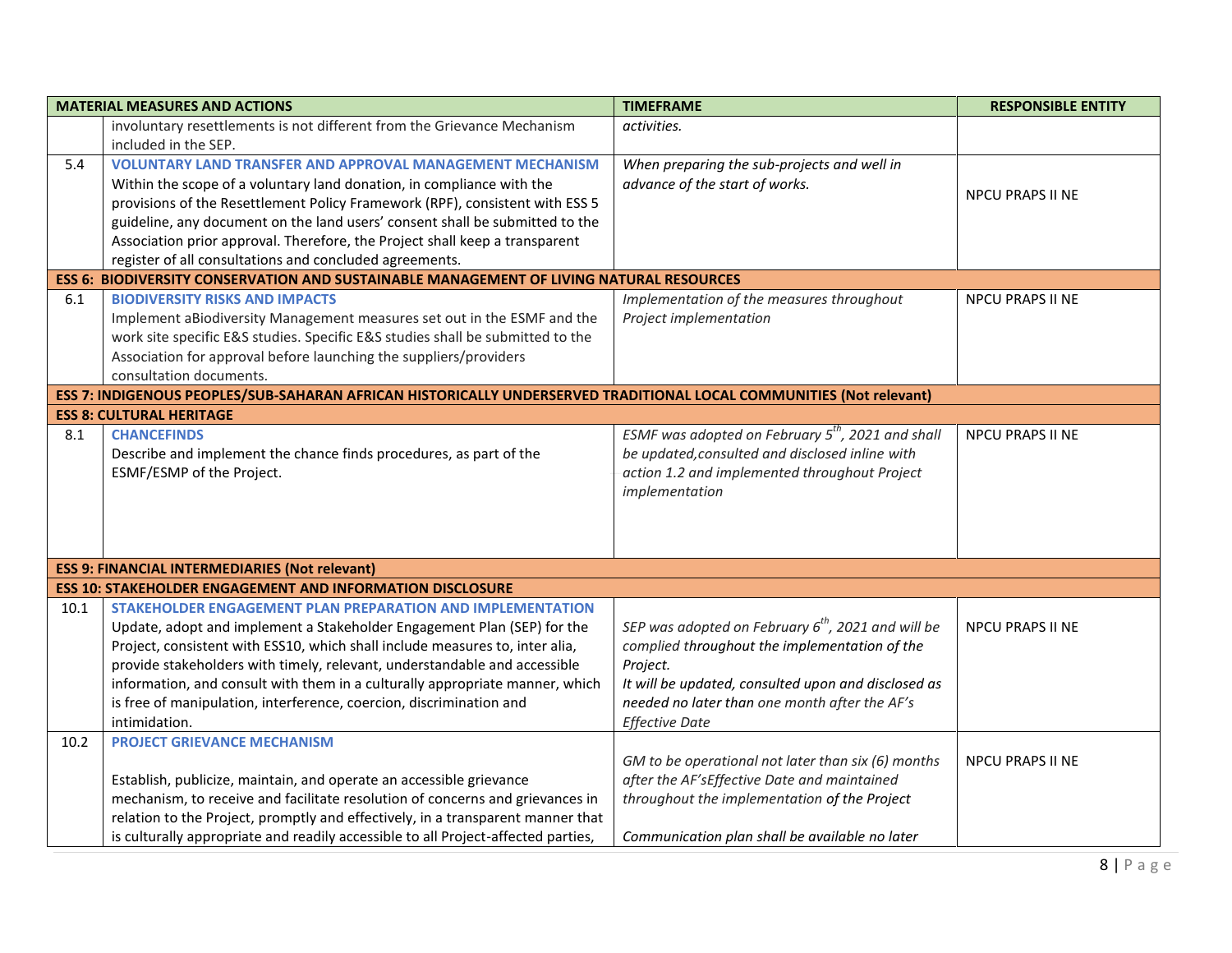| | MATERIAL MEASURES AND ACTIONS | TIMEFRAME | RESPONSIBLE ENTITY |
|---|---|---|---|
| | involuntary resettlements is not different from the Grievance Mechanism included in the SEP. | *activities.* | |
| 5.4 | **VOLUNTARY LAND TRANSFER AND APPROVAL MANAGEMENT MECHANISM** Within the scope of a voluntary land donation, in compliance with the provisions of the Resettlement Policy Framework (RPF), consistent with ESS 5 guideline, any document on the land users' consent shall be submitted to the Association prior approval. Therefore, the Project shall keep a transparent register of all consultations and concluded agreements. | *When preparing the sub-projects and well in advance of the start of works.* | NPCU PRAPS II NE |
| **ESS 6: BIODIVERSITY CONSERVATION AND SUSTAINABLE MANAGEMENT OF LIVING NATURAL RESOURCES** | | | |
| 6.1 | **BIODIVERSITY RISKS AND IMPACTS** Implement aBiodiversity Management measures set out in the ESMF and the work site specific E&S studies. Specific E&S studies shall be submitted to the Association for approval before launching the suppliers/providers consultation documents. | *Implementation of the measures throughout Project implementation* | NPCU PRAPS II NE |
| **ESS 7: INDIGENOUS PEOPLES/SUB-SAHARAN AFRICAN HISTORICALLY UNDERSERVED TRADITIONAL LOCAL COMMUNITIES (Not relevant)** | | | |
| **ESS 8: CULTURAL HERITAGE** | | | |
| 8.1 | **CHANCEFINDS** Describe and implement the chance finds procedures, as part of the ESMF/ESMP of the Project. | *ESMF was adopted on February 5th, 2021 and shall be updated,consulted and disclosed inline with action 1.2 and implemented throughout Project implementation* | NPCU PRAPS II NE |
| **ESS 9: FINANCIAL INTERMEDIARIES (Not relevant)** | | | |
| **ESS 10: STAKEHOLDER ENGAGEMENT AND INFORMATION DISCLOSURE** | | | |
| 10.1 | **STAKEHOLDER ENGAGEMENT PLAN PREPARATION AND IMPLEMENTATION** Update, adopt and implement a Stakeholder Engagement Plan (SEP) for the Project, consistent with ESS10, which shall include measures to, inter alia, provide stakeholders with timely, relevant, understandable and accessible information, and consult with them in a culturally appropriate manner, which is free of manipulation, interference, coercion, discrimination and intimidation. | *SEP was adopted on February 6th, 2021 and will be complied throughout the implementation of the Project.* *It will be updated, consulted upon and disclosed as needed no later than one month after the AF's Effective Date* | NPCU PRAPS II NE |
| 10.2 | **PROJECT GRIEVANCE MECHANISM** Establish, publicize, maintain, and operate an accessible grievance mechanism, to receive and facilitate resolution of concerns and grievances in relation to the Project, promptly and effectively, in a transparent manner that is culturally appropriate and readily accessible to all Project-affected parties, | *GM to be operational not later than six (6) months after the AF'sEffective Date and maintained throughout the implementation of the Project* *Communication plan shall be available no later* | NPCU PRAPS II NE |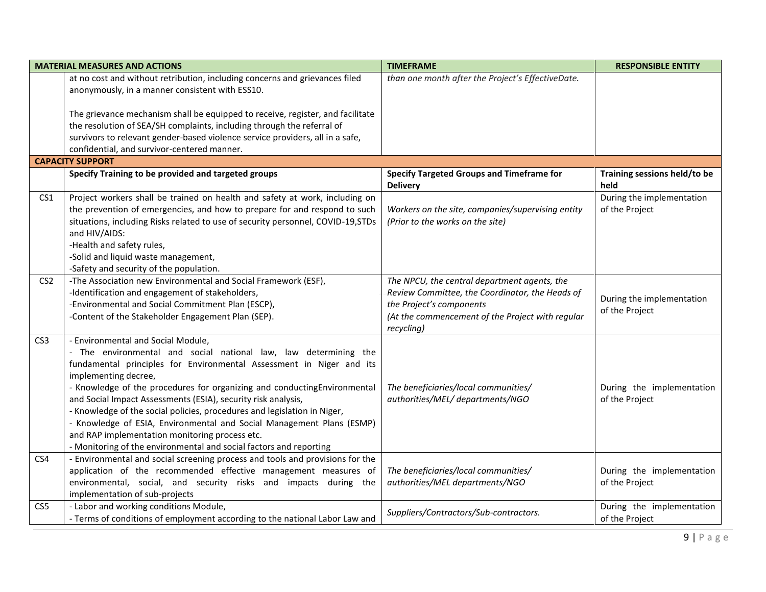| MATERIAL MEASURES AND ACTIONS | | TIMEFRAME | RESPONSIBLE ENTITY |
|---|---|---|---|
| | at no cost and without retribution, including concerns and grievances filed anonymously, in a manner consistent with ESS10.<br><br>The grievance mechanism shall be equipped to receive, register, and facilitate the resolution of SEA/SH complaints, including through the referral of survivors to relevant gender-based violence service providers, all in a safe, confidential, and survivor-centered manner. | *than one month after the Project's EffectiveDate.* | |
| **CAPACITY SUPPORT** | | | |
| | **Specify Training to be provided and targeted groups** | **Specify Targeted Groups and Timeframe for Delivery** | **Training sessions held/to be held** |
| CS1 | Project workers shall be trained on health and safety at work, including on the prevention of emergencies, and how to prepare for and respond to such situations, including Risks related to use of security personnel, COVID-19,STDs and HIV/AIDS:<br>-Health and safety rules,<br>-Solid and liquid waste management,<br>-Safety and security of the population. | *Workers on the site, companies/supervising entity (Prior to the works on the site)* | During the implementation of the Project |
| CS2 | -The Association new Environmental and Social Framework (ESF),<br>-Identification and engagement of stakeholders,<br>-Environmental and Social Commitment Plan (ESCP),<br>-Content of the Stakeholder Engagement Plan (SEP). | *The NPCU, the central department agents, the Review Committee, the Coordinator, the Heads of the Project's components (At the commencement of the Project with regular recycling)* | During the implementation of the Project |
| CS3 | - Environmental and Social Module,<br>- The environmental and social national law, law determining the fundamental principles for Environmental Assessment in Niger and its implementing decree,<br>- Knowledge of the procedures for organizing and conductingEnvironmental and Social Impact Assessments (ESIA), security risk analysis,<br>- Knowledge of the social policies, procedures and legislation in Niger,<br>- Knowledge of ESIA, Environmental and Social Management Plans (ESMP) and RAP implementation monitoring process etc.<br>- Monitoring of the environmental and social factors and reporting | *The beneficiaries/local communities/ authorities/MEL/ departments/NGO* | During the implementation of the Project |
| CS4 | - Environmental and social screening process and tools and provisions for the application of the recommended effective management measures of environmental, social, and security risks and impacts during the implementation of sub-projects | *The beneficiaries/local communities/ authorities/MEL departments/NGO* | During the implementation of the Project |
| CS5 | - Labor and working conditions Module,<br>- Terms of conditions of employment according to the national Labor Law and | *Suppliers/Contractors/Sub-contractors.* | During the implementation of the Project |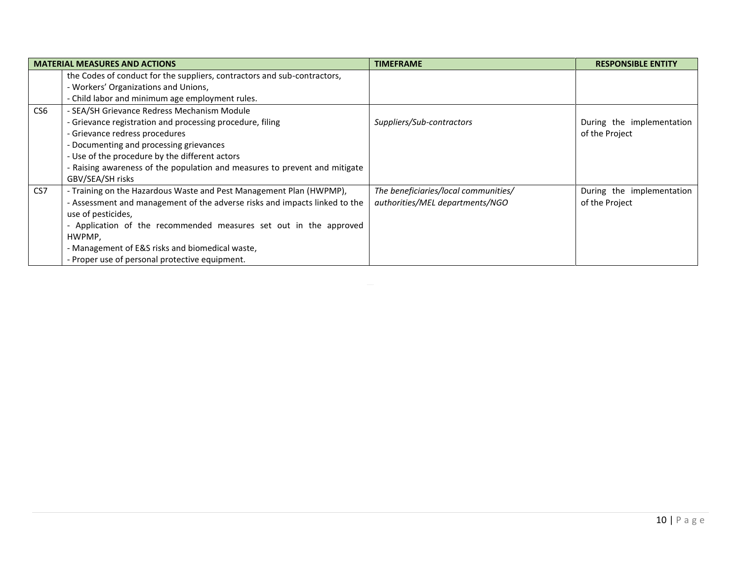| MATERIAL MEASURES AND ACTIONS | | TIMEFRAME | RESPONSIBLE ENTITY |
|---|---|---|---|
| | the Codes of conduct for the suppliers, contractors and sub-contractors,<br>- Workers' Organizations and Unions,<br>- Child labor and minimum age employment rules. | | |
| CS6 | - SEA/SH Grievance Redress Mechanism Module<br>- Grievance registration and processing procedure, filing<br>- Grievance redress procedures<br>- Documenting and processing grievances<br>- Use of the procedure by the different actors<br>- Raising awareness of the population and measures to prevent and mitigate GBV/SEA/SH risks | *Suppliers/Sub-contractors* | During the implementation of the Project |
| CS7 | - Training on the Hazardous Waste and Pest Management Plan (HWPMP),<br>- Assessment and management of the adverse risks and impacts linked to the use of pesticides,<br>- Application of the recommended measures set out in the approved HWPMP,<br>- Management of E&S risks and biomedical waste,<br>- Proper use of personal protective equipment. | *The beneficiaries/local communities/ authorities/MEL departments/NGO* | During the implementation of the Project |